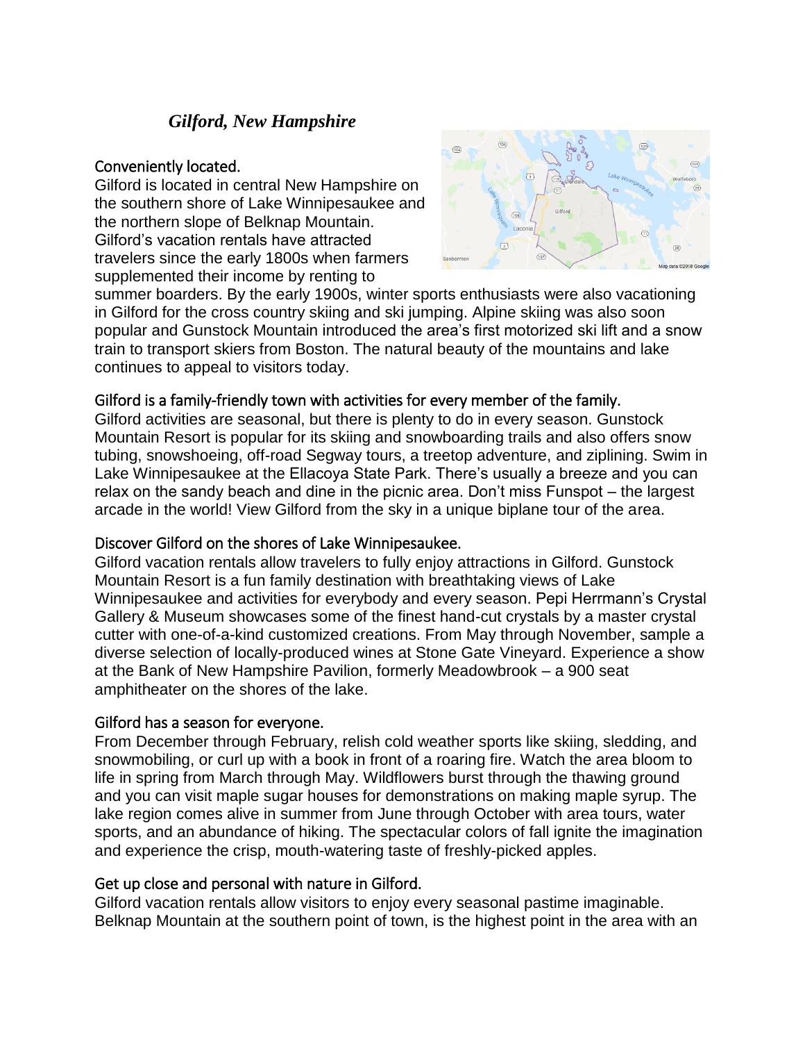# *Gilford, New Hampshire*

## Conveniently located.

Gilford is located in central New Hampshire on the southern shore of Lake Winnipesaukee and the northern slope of Belknap Mountain. Gilford's vacation rentals have attracted travelers since the early 1800s when farmers supplemented their income by renting to summer boarders. By the early 1900s, winter sports enthusiasts were also vacationing in Gilford for the cross country skiing and ski jumping. Alpine skiing was also soon popular and Gunstock Mountain introduced the area's first motorized ski lift and a snow train to transport skiers from Boston. The natural beauty of the mountains and lake continues to appeal to visitors today.

## Gilford is a family-friendly town with activities for every member of the family.

Gilford activities are seasonal, but there is plenty to do in every season. Gunstock Mountain Resort is popular for its skiing and snowboarding trails and also offers snow tubing, snowshoeing, off-road Segway tours, a treetop adventure, and ziplining. Swim in Lake Winnipesaukee at the Ellacoya State Park. There's usually a breeze and you can relax on the sandy beach and dine in the picnic area. Don't miss Funspot – the largest arcade in the world! View Gilford from the sky in a unique biplane tour of the area.

## Discover Gilford on the shores of Lake Winnipesaukee.

Gilford vacation rentals allow travelers to fully enjoy attractions in Gilford. Gunstock Mountain Resort is a fun family destination with breathtaking views of Lake Winnipesaukee and activities for everybody and every season. Pepi Herrmann's Crystal Gallery & Museum showcases some of the finest hand-cut crystals by a master crystal cutter with one-of-a-kind customized creations. From May through November, sample a diverse selection of locally-produced wines at Stone Gate Vineyard. Experience a show at the Bank of New Hampshire Pavilion, formerly Meadowbrook – a 900 seat amphitheater on the shores of the lake.

## Gilford has a season for everyone.

From December through February, relish cold weather sports like skiing, sledding, and snowmobiling, or curl up with a book in front of a roaring fire. Watch the area bloom to life in spring from March through May. Wildflowers burst through the thawing ground and you can visit maple sugar houses for demonstrations on making maple syrup. The lake region comes alive in summer from June through October with area tours, water sports, and an abundance of hiking. The spectacular colors of fall ignite the imagination and experience the crisp, mouth-watering taste of freshly-picked apples.

## Get up close and personal with nature in Gilford.

Gilford vacation rentals allow visitors to enjoy every seasonal pastime imaginable. Belknap Mountain at the southern point of town, is the highest point in the area with an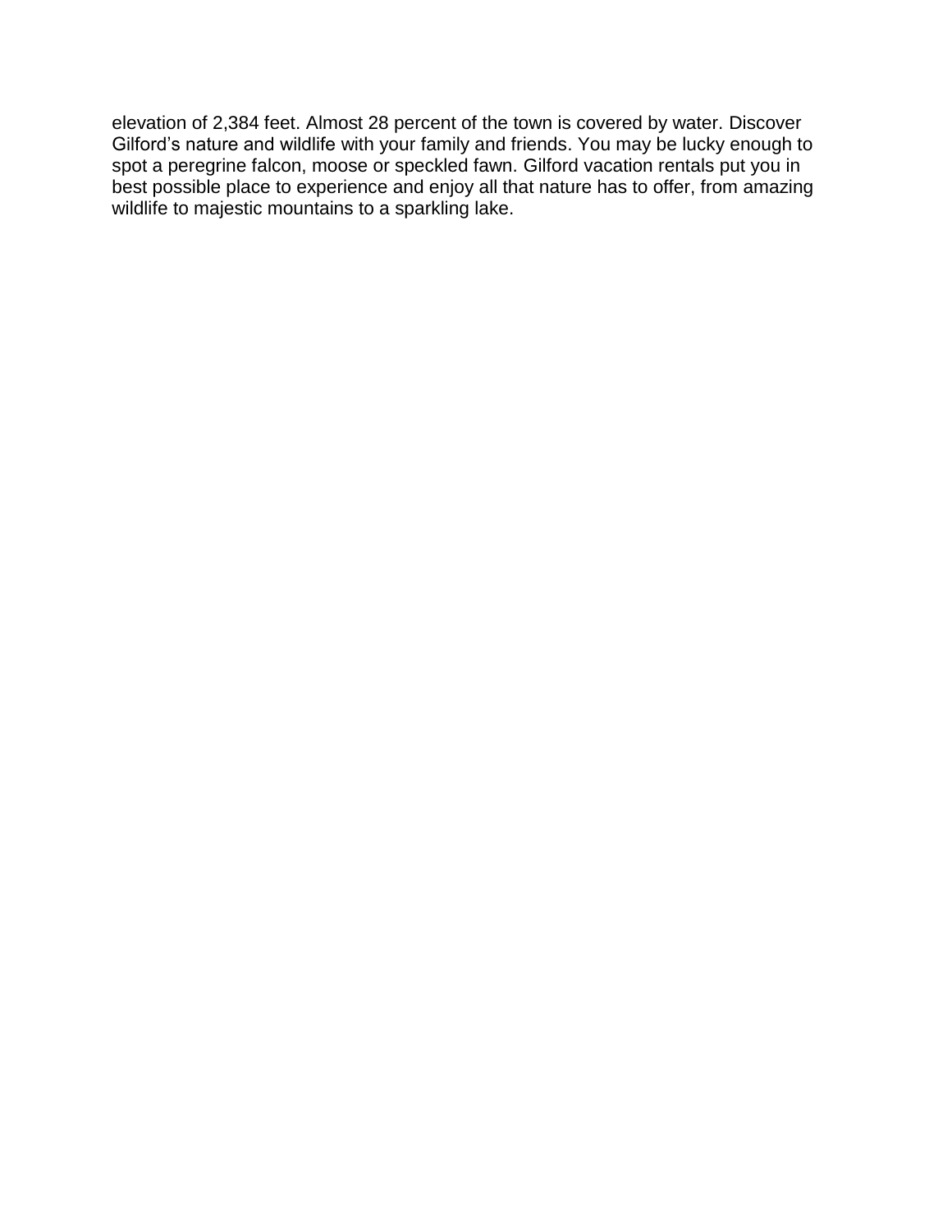elevation of 2,384 feet. Almost 28 percent of the town is covered by water. Discover Gilford's nature and wildlife with your family and friends. You may be lucky enough to spot a peregrine falcon, moose or speckled fawn. Gilford vacation rentals put you in best possible place to experience and enjoy all that nature has to offer, from amazing wildlife to majestic mountains to a sparkling lake.